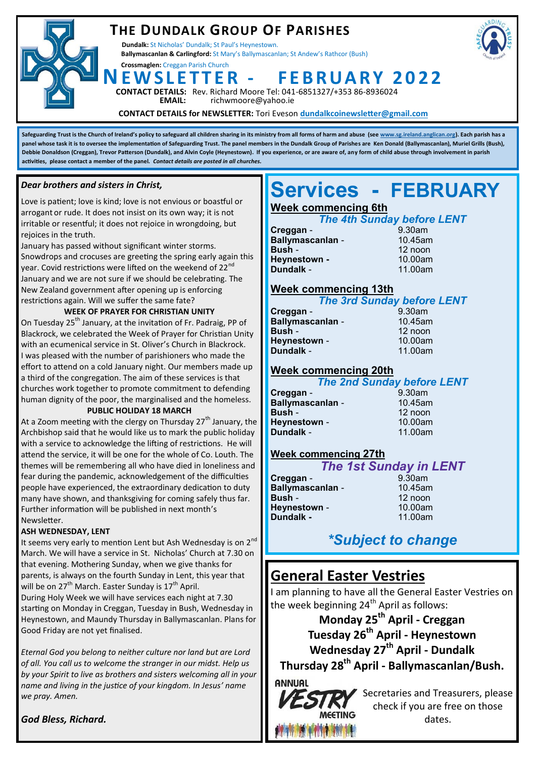# THE DUNDALK GROUP OF PARISHES

**Dundalk:** St Nicholas' Dundalk; St Paul's Heynestown.

**Ballymascanlan & Carlingford:** St Mary's Ballymascanlan; St Andew's Rathcor (Bush)

**Crossmaglen:** Creggan Parish Church

# NEWSLETTER - FEBRUARY 2022

**CONTACT DETAILS:** Rev. Richard Moore Tel: 041-6851327/+353 86-8936024

**EMAIL:** richwmoore@yahoo.ie

**CONTACT DETAILS for NEWSLETTER:** Tori Eveson **dundalkcoinewsletter@gmail.com**

**Safeguarding Trust is the Church of Ireland's policy to safeguard all children sharing in its ministry from all forms of harm and abuse (see www.sg.ireland.anglican.org). Each parish has a panel whose task it is to oversee the implementation of Safeguarding Trust. The panel members in the Dundalk Group of Parishes are Ken Donald (Ballymascanlan), Muriel Grills (Bush), Debbie Donaldson (Creggan), Trevor Patterson (Dundalk), and Alvin Coyle (Heynestown). If you experience, or are aware of, any form of child abuse through involvement in parish activities, please contact a member of the panel.** ***Contact details are posted in all churches.***

*Dear brothers and sisters in Christ,*

Love is patient; love is kind; love is not envious or boastful or arrogant or rude. It does not insist on its own way; it is not irritable or resentful; it does not rejoice in wrongdoing, but rejoices in the truth.

January has passed without significant winter storms. Snowdrops and crocuses are greeting the spring early again this year. Covid restrictions were lifted on the weekend of 22nd January and we are not sure if we should be celebrating. The New Zealand government after opening up is enforcing restrictions again. Will we suffer the same fate?

**WEEK OF PRAYER FOR CHRISTIAN UNITY**

On Tuesday 25th January, at the invitation of Fr. Padraig, PP of Blackrock, we celebrated the Week of Prayer for Christian Unity with an ecumenical service in St. Oliver's Church in Blackrock. I was pleased with the number of parishioners who made the effort to attend on a cold January night. Our members made up a third of the congregation. The aim of these services is that churches work together to promote commitment to defending human dignity of the poor, the marginalised and the homeless.

**PUBLIC HOLIDAY 18 MARCH**

At a Zoom meeting with the clergy on Thursday 27th January, the Archbishop said that he would like us to mark the public holiday with a service to acknowledge the lifting of restrictions. He will attend the service, it will be one for the whole of Co. Louth. The themes will be remembering all who have died in loneliness and fear during the pandemic, acknowledgement of the difficulties people have experienced, the extraordinary dedication to duty many have shown, and thanksgiving for coming safely thus far. Further information will be published in next month's Newsletter.

**ASH WEDNESDAY, LENT**

It seems very early to mention Lent but Ash Wednesday is on 2nd March. We will have a service in St. Nicholas' Church at 7.30 on that evening. Mothering Sunday, when we give thanks for parents, is always on the fourth Sunday in Lent, this year that will be on 27th March. Easter Sunday is 17th April.

During Holy Week we will have services each night at 7.30 starting on Monday in Creggan, Tuesday in Bush, Wednesday in Heynestown, and Maundy Thursday in Ballymascanlan. Plans for Good Friday are not yet finalised.

*Eternal God you belong to neither culture nor land but are Lord of all. You call us to welcome the stranger in our midst. Help us by your Spirit to live as brothers and sisters welcoming all in your name and living in the justice of your kingdom. In Jesus' name we pray. Amen.*

***God Bless, Richard.***

# Services - FEBRUARY

## Week commencing 6th

***The 4th Sunday before LENT***

| | |
|---|---|
| **Creggan** - | 9.30am |
| **Ballymascanlan** - | 10.45am |
| **Bush** - | 12 noon |
| **Heynestown** - | 10.00am |
| **Dundalk** - | 11.00am |

## Week commencing 13th

***The 3rd Sunday before LENT***

| | |
|---|---|
| **Creggan** - | 9.30am |
| **Ballymascanlan** - | 10.45am |
| **Bush** - | 12 noon |
| **Heynestown** - | 10.00am |
| **Dundalk** - | 11.00am |

## Week commencing 20th

***The 2nd Sunday before LENT***

| | |
|---|---|
| **Creggan** - | 9.30am |
| **Ballymascanlan** - | 10.45am |
| **Bush** - | 12 noon |
| **Heynestown** - | 10.00am |
| **Dundalk** - | 11.00am |

## Week commencing 27th

***The 1st Sunday in LENT***

| | |
|---|---|
| **Creggan** - | 9.30am |
| **Ballymascanlan** - | 10.45am |
| **Bush** - | 12 noon |
| **Heynestown** - | 10.00am |
| **Dundalk** - | 11.00am |

***\*Subject to change***

## General Easter Vestries

I am planning to have all the General Easter Vestries on the week beginning 24th April as follows:

**Monday 25th April - Creggan**

**Tuesday 26th April - Heynestown**

**Wednesday 27th April - Dundalk**

**Thursday 28th April - Ballymascanlan/Bush.**

ANNUAL VESTRY MEETING

Secretaries and Treasurers, please check if you are free on those dates.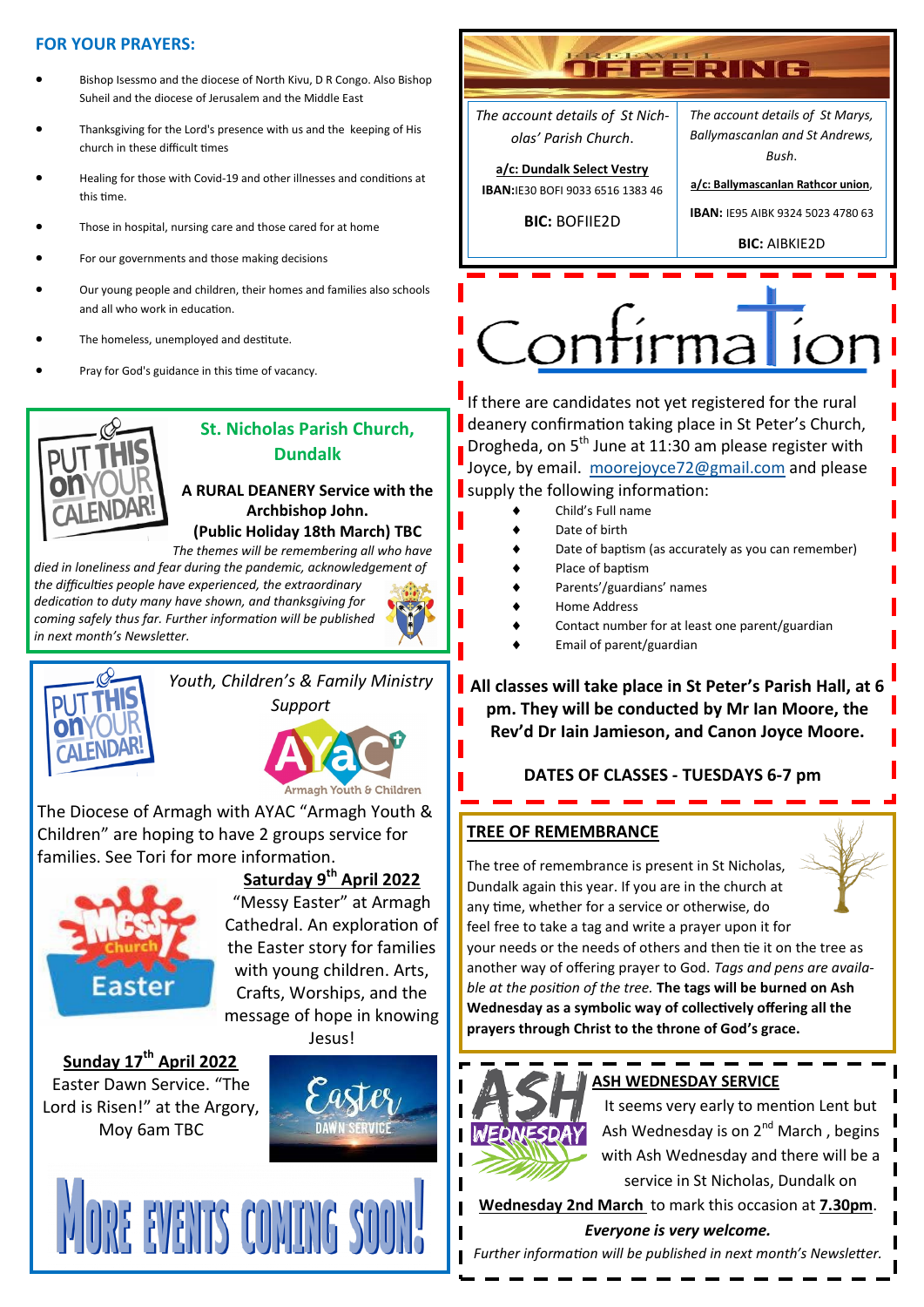## FOR YOUR PRAYERS:

- Bishop Isessmo and the diocese of North Kivu, D R Congo. Also Bishop Suheil and the diocese of Jerusalem and the Middle East
- Thanksgiving for the Lord's presence with us and the keeping of His church in these difficult times
- Healing for those with Covid-19 and other illnesses and conditions at this time.
- Those in hospital, nursing care and those cared for at home
- For our governments and those making decisions
- Our young people and children, their homes and families also schools and all who work in education.
- The homeless, unemployed and destitute.
- Pray for God's guidance in this time of vacancy.

PUT THIS ON YOUR CALENDAR!

### St. Nicholas Parish Church, Dundalk

**A RURAL DEANERY Service with the Archbishop John. (Public Holiday 18th March) TBC**

*The themes will be remembering all who have died in loneliness and fear during the pandemic, acknowledgement of the difficulties people have experienced, the extraordinary dedication to duty many have shown, and thanksgiving for coming safely thus far. Further information will be published in next month's Newsletter.*

PUT THIS ON YOUR CALENDAR!

*Youth, Children's & Family Ministry Support*

AYaC Armagh Youth & Children

The Diocese of Armagh with AYAC "Armagh Youth & Children" are hoping to have 2 groups service for families. See Tori for more information.

Messy Church Easter

**Saturday 9th April 2022**

"Messy Easter" at Armagh Cathedral. An exploration of the Easter story for families with young children. Arts, Crafts, Worships, and the message of hope in knowing Jesus!

**Sunday 17th April 2022**

Easter Dawn Service. "The Lord is Risen!" at the Argory, Moy 6am TBC

Easter DAWN SERVICE

MORE EVENTS COMING SOON!

## FREEWILL OFFERING

| | |
|---|---|
| *The account details of St Nicholas' Parish Church.* | *The account details of St Marys, Ballymascanlan and St Andrews, Bush.* |
| **a/c: Dundalk Select Vestry** | **a/c: Ballymascanlan Rathcor union**, |
| **IBAN:** IE30 BOFI 9033 6516 1383 46 | **IBAN:** IE95 AIBK 9324 5023 4780 63 |
| **BIC:** BOFIIE2D | **BIC:** AIBKIE2D |

## Confirmation

If there are candidates not yet registered for the rural deanery confirmation taking place in St Peter's Church, Drogheda, on 5th June at 11:30 am please register with Joyce, by email. moorejoyce72@gmail.com and please supply the following information:

- Child's Full name
- Date of birth
- Date of baptism (as accurately as you can remember)
- Place of baptism
- Parents'/guardians' names
- Home Address
- Contact number for at least one parent/guardian
- Email of parent/guardian

**All classes will take place in St Peter's Parish Hall, at 6 pm. They will be conducted by Mr Ian Moore, the Rev'd Dr Iain Jamieson, and Canon Joyce Moore.**

**DATES OF CLASSES - TUESDAYS 6-7 pm**

## TREE OF REMEMBRANCE

The tree of remembrance is present in St Nicholas, Dundalk again this year. If you are in the church at any time, whether for a service or otherwise, do feel free to take a tag and write a prayer upon it for your needs or the needs of others and then tie it on the tree as another way of offering prayer to God. *Tags and pens are available at the position of the tree.* **The tags will be burned on Ash Wednesday as a symbolic way of collectively offering all the prayers through Christ to the throne of God's grace.**

## ASH WEDNESDAY SERVICE

It seems very early to mention Lent but Ash Wednesday is on 2nd March , begins with Ash Wednesday and there will be a service in St Nicholas, Dundalk on **Wednesday 2nd March** to mark this occasion at **7.30pm**.

***Everyone is very welcome.***

*Further information will be published in next month's Newsletter.*